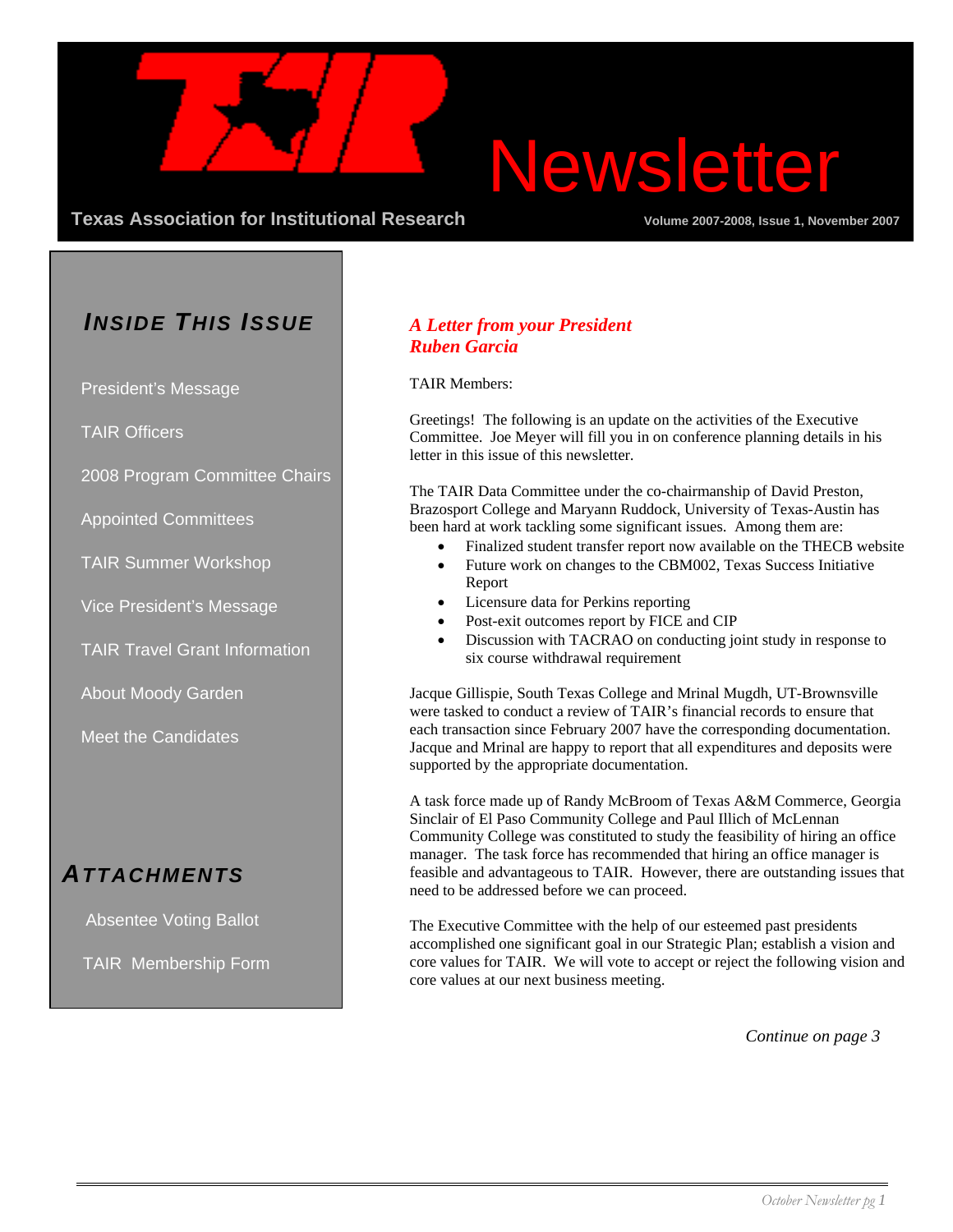# TAIR Newsletter

**Texas Association for Institutional Research**

Volume 2007-2008, Issue 1, November 2007

## Inside This Issue

- President's Message
- TAIR Officers
- 2008 Program Committee Chairs
- Appointed Committees
- TAIR Summer Workshop
- Vice President's Message
- TAIR Travel Grant Information
- About Moody Garden
- Meet the Candidates

## Attachments

- Absentee Voting Ballot
- TAIR Membership Form

## *A Letter from your President Ruben Garcia*

TAIR Members:

Greetings! The following is an update on the activities of the Executive Committee. Joe Meyer will fill you in on conference planning details in his letter in this issue of this newsletter.

The TAIR Data Committee under the co-chairmanship of David Preston, Brazosport College and Maryann Ruddock, University of Texas-Austin has been hard at work tackling some significant issues. Among them are:

- Finalized student transfer report now available on the THECB website
- Future work on changes to the CBM002, Texas Success Initiative Report
- Licensure data for Perkins reporting
- Post-exit outcomes report by FICE and CIP
- Discussion with TACRAO on conducting joint study in response to six course withdrawal requirement

Jacque Gillispie, South Texas College and Mrinal Mugdh, UT-Brownsville were tasked to conduct a review of TAIR's financial records to ensure that each transaction since February 2007 have the corresponding documentation. Jacque and Mrinal are happy to report that all expenditures and deposits were supported by the appropriate documentation.

A task force made up of Randy McBroom of Texas A&M Commerce, Georgia Sinclair of El Paso Community College and Paul Illich of McLennan Community College was constituted to study the feasibility of hiring an office manager. The task force has recommended that hiring an office manager is feasible and advantageous to TAIR. However, there are outstanding issues that need to be addressed before we can proceed.

The Executive Committee with the help of our esteemed past presidents accomplished one significant goal in our Strategic Plan; establish a vision and core values for TAIR. We will vote to accept or reject the following vision and core values at our next business meeting.

*Continue on page 3*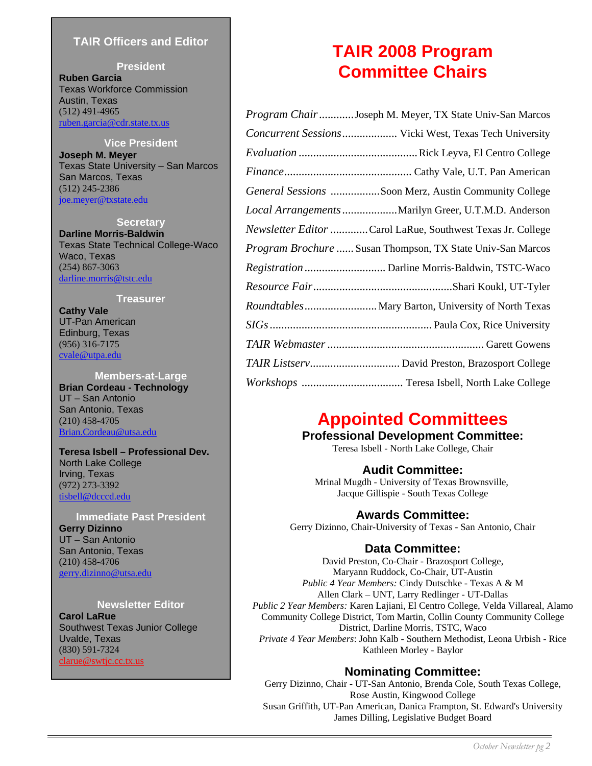## TAIR Officers and Editor

**President**

**Ruben Garcia**
Texas Workforce Commission
Austin, Texas
(512) 491-4965
ruben.garcia@cdr.state.tx.us

**Vice President**

**Joseph M. Meyer**
Texas State University – San Marcos
San Marcos, Texas
(512) 245-2386
joe.meyer@txstate.edu

**Secretary**

**Darline Morris-Baldwin**
Texas State Technical College-Waco
Waco, Texas
(254) 867-3063
darline.morris@tstc.edu

**Treasurer**

**Cathy Vale**
UT-Pan American
Edinburg, Texas
(956) 316-7175
cvale@utpa.edu

**Members-at-Large**

**Brian Cordeau - Technology**
UT – San Antonio
San Antonio, Texas
(210) 458-4705
Brian.Cordeau@utsa.edu

**Teresa Isbell – Professional Dev.**
North Lake College
Irving, Texas
(972) 273-3392
tisbell@dcccd.edu

**Immediate Past President**

**Gerry Dizinno**
UT – San Antonio
San Antonio, Texas
(210) 458-4706
gerry.dizinno@utsa.edu

**Newsletter Editor**

**Carol LaRue**
Southwest Texas Junior College
Uvalde, Texas
(830) 591-7324
clarue@swtjc.cc.tx.us

# TAIR 2008 Program Committee Chairs

*Program Chair* ............Joseph M. Meyer, TX State Univ-San Marcos
*Concurrent Sessions*................... Vicki West, Texas Tech University
*Evaluation* .........................................Rick Leyva, El Centro College
*Finance*............................................ Cathy Vale, U.T. Pan American
*General Sessions* .................Soon Merz, Austin Community College
*Local Arrangements*...................Marilyn Greer, U.T.M.D. Anderson
*Newsletter Editor* .............Carol LaRue, Southwest Texas Jr. College
*Program Brochure* ...... Susan Thompson, TX State Univ-San Marcos
*Registration*............................ Darline Morris-Baldwin, TSTC-Waco
*Resource Fair*................................................Shari Koukl, UT-Tyler
*Roundtables*.........................Mary Barton, University of North Texas
*SIGs*........................................................ Paula Cox, Rice University
*TAIR Webmaster* ...................................................... Garett Gowens
*TAIR Listserv*............................... David Preston, Brazosport College
*Workshops* ................................... Teresa Isbell, North Lake College

# Appointed Committees

### Professional Development Committee:
Teresa Isbell - North Lake College, Chair

### Audit Committee:
Mrinal Mugdh - University of Texas Brownsville,
Jacque Gillispie - South Texas College

### Awards Committee:
Gerry Dizinno, Chair-University of Texas - San Antonio, Chair

### Data Committee:
David Preston, Co-Chair - Brazosport College,
Maryann Ruddock, Co-Chair, UT-Austin
*Public 4 Year Members:* Cindy Dutschke - Texas A & M
Allen Clark – UNT, Larry Redlinger - UT-Dallas
*Public 2 Year Members:* Karen Lajiani, El Centro College, Velda Villareal, Alamo Community College District, Tom Martin, Collin County Community College District, Darline Morris, TSTC, Waco
*Private 4 Year Members*: John Kalb - Southern Methodist, Leona Urbish - Rice
Kathleen Morley - Baylor

### Nominating Committee:
Gerry Dizinno, Chair - UT-San Antonio, Brenda Cole, South Texas College,
Rose Austin, Kingwood College
Susan Griffith, UT-Pan American, Danica Frampton, St. Edward's University
James Dilling, Legislative Budget Board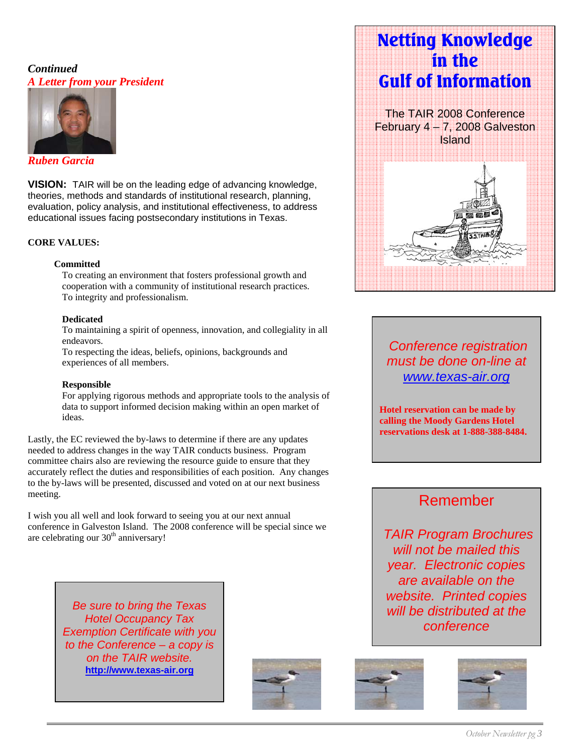*Continued*

***A Letter from your President***

***Ruben Garcia***

**VISION:** TAIR will be on the leading edge of advancing knowledge, theories, methods and standards of institutional research, planning, evaluation, policy analysis, and institutional effectiveness, to address educational issues facing postsecondary institutions in Texas.

**CORE VALUES:**

**Committed**

To creating an environment that fosters professional growth and cooperation with a community of institutional research practices.
To integrity and professionalism.

**Dedicated**

To maintaining a spirit of openness, innovation, and collegiality in all endeavors.
To respecting the ideas, beliefs, opinions, backgrounds and experiences of all members.

**Responsible**

For applying rigorous methods and appropriate tools to the analysis of data to support informed decision making within an open market of ideas.

Lastly, the EC reviewed the by-laws to determine if there are any updates needed to address changes in the way TAIR conducts business. Program committee chairs also are reviewing the resource guide to ensure that they accurately reflect the duties and responsibilities of each position. Any changes to the by-laws will be presented, discussed and voted on at our next business meeting.

I wish you all well and look forward to seeing you at our next annual conference in Galveston Island. The 2008 conference will be special since we are celebrating our 30th anniversary!

*Be sure to bring the Texas Hotel Occupancy Tax Exemption Certificate with you to the Conference – a copy is on the TAIR website.*
**http://www.texas-air.org**

# Netting Knowledge in the Gulf of Information

The TAIR 2008 Conference
February 4 – 7, 2008 Galveston Island

*Conference registration must be done on-line at www.texas-air.org*

**Hotel reservation can be made by calling the Moody Gardens Hotel reservations desk at 1-888-388-8484.**

## Remember

*TAIR Program Brochures will not be mailed this year. Electronic copies are available on the website. Printed copies will be distributed at the conference*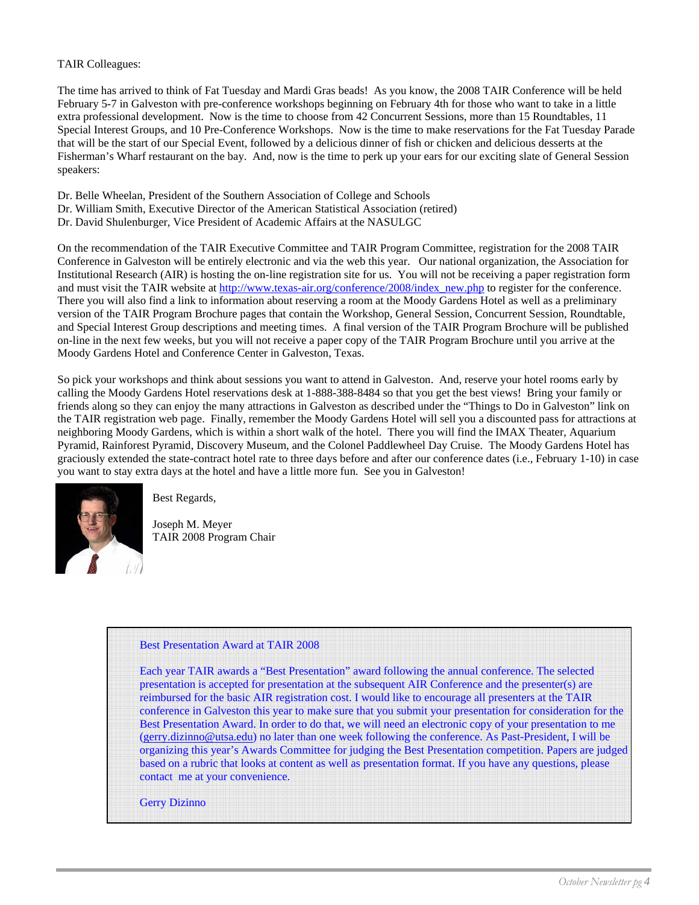TAIR Colleagues:

The time has arrived to think of Fat Tuesday and Mardi Gras beads! As you know, the 2008 TAIR Conference will be held February 5-7 in Galveston with pre-conference workshops beginning on February 4th for those who want to take in a little extra professional development. Now is the time to choose from 42 Concurrent Sessions, more than 15 Roundtables, 11 Special Interest Groups, and 10 Pre-Conference Workshops. Now is the time to make reservations for the Fat Tuesday Parade that will be the start of our Special Event, followed by a delicious dinner of fish or chicken and delicious desserts at the Fisherman's Wharf restaurant on the bay. And, now is the time to perk up your ears for our exciting slate of General Session speakers:

Dr. Belle Wheelan, President of the Southern Association of College and Schools
Dr. William Smith, Executive Director of the American Statistical Association (retired)
Dr. David Shulenburger, Vice President of Academic Affairs at the NASULGC

On the recommendation of the TAIR Executive Committee and TAIR Program Committee, registration for the 2008 TAIR Conference in Galveston will be entirely electronic and via the web this year. Our national organization, the Association for Institutional Research (AIR) is hosting the on-line registration site for us. You will not be receiving a paper registration form and must visit the TAIR website at http://www.texas-air.org/conference/2008/index_new.php to register for the conference. There you will also find a link to information about reserving a room at the Moody Gardens Hotel as well as a preliminary version of the TAIR Program Brochure pages that contain the Workshop, General Session, Concurrent Session, Roundtable, and Special Interest Group descriptions and meeting times. A final version of the TAIR Program Brochure will be published on-line in the next few weeks, but you will not receive a paper copy of the TAIR Program Brochure until you arrive at the Moody Gardens Hotel and Conference Center in Galveston, Texas.

So pick your workshops and think about sessions you want to attend in Galveston. And, reserve your hotel rooms early by calling the Moody Gardens Hotel reservations desk at 1-888-388-8484 so that you get the best views! Bring your family or friends along so they can enjoy the many attractions in Galveston as described under the "Things to Do in Galveston" link on the TAIR registration web page. Finally, remember the Moody Gardens Hotel will sell you a discounted pass for attractions at neighboring Moody Gardens, which is within a short walk of the hotel. There you will find the IMAX Theater, Aquarium Pyramid, Rainforest Pyramid, Discovery Museum, and the Colonel Paddlewheel Day Cruise. The Moody Gardens Hotel has graciously extended the state-contract hotel rate to three days before and after our conference dates (i.e., February 1-10) in case you want to stay extra days at the hotel and have a little more fun. See you in Galveston!

Best Regards,

Joseph M. Meyer
TAIR 2008 Program Chair

---

**Best Presentation Award at TAIR 2008**

Each year TAIR awards a "Best Presentation" award following the annual conference. The selected presentation is accepted for presentation at the subsequent AIR Conference and the presenter(s) are reimbursed for the basic AIR registration cost. I would like to encourage all presenters at the TAIR conference in Galveston this year to make sure that you submit your presentation for consideration for the Best Presentation Award. In order to do that, we will need an electronic copy of your presentation to me (gerry.dizinno@utsa.edu) no later than one week following the conference. As Past-President, I will be organizing this year's Awards Committee for judging the Best Presentation competition. Papers are judged based on a rubric that looks at content as well as presentation format. If you have any questions, please contact me at your convenience.

Gerry Dizinno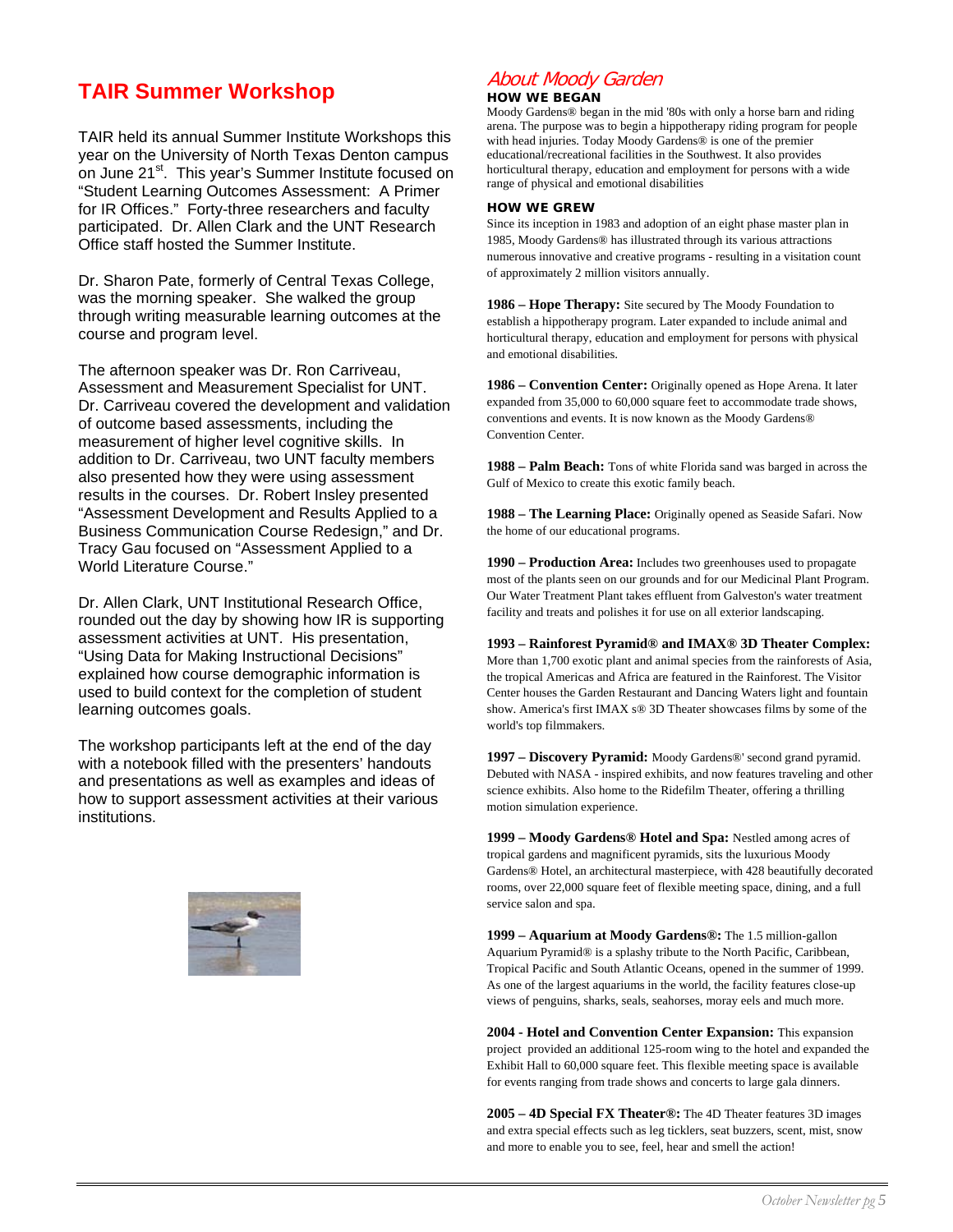## TAIR Summer Workshop

TAIR held its annual Summer Institute Workshops this year on the University of North Texas Denton campus on June 21st. This year's Summer Institute focused on "Student Learning Outcomes Assessment: A Primer for IR Offices." Forty-three researchers and faculty participated. Dr. Allen Clark and the UNT Research Office staff hosted the Summer Institute.

Dr. Sharon Pate, formerly of Central Texas College, was the morning speaker. She walked the group through writing measurable learning outcomes at the course and program level.

The afternoon speaker was Dr. Ron Carriveau, Assessment and Measurement Specialist for UNT. Dr. Carriveau covered the development and validation of outcome based assessments, including the measurement of higher level cognitive skills. In addition to Dr. Carriveau, two UNT faculty members also presented how they were using assessment results in the courses. Dr. Robert Insley presented "Assessment Development and Results Applied to a Business Communication Course Redesign," and Dr. Tracy Gau focused on "Assessment Applied to a World Literature Course."

Dr. Allen Clark, UNT Institutional Research Office, rounded out the day by showing how IR is supporting assessment activities at UNT. His presentation, "Using Data for Making Instructional Decisions" explained how course demographic information is used to build context for the completion of student learning outcomes goals.

The workshop participants left at the end of the day with a notebook filled with the presenters' handouts and presentations as well as examples and ideas of how to support assessment activities at their various institutions.

## *About Moody Garden*

### HOW WE BEGAN

Moody Gardens® began in the mid '80s with only a horse barn and riding arena. The purpose was to begin a hippotherapy riding program for people with head injuries. Today Moody Gardens® is one of the premier educational/recreational facilities in the Southwest. It also provides horticultural therapy, education and employment for persons with a wide range of physical and emotional disabilities

### HOW WE GREW

Since its inception in 1983 and adoption of an eight phase master plan in 1985, Moody Gardens® has illustrated through its various attractions numerous innovative and creative programs - resulting in a visitation count of approximately 2 million visitors annually.

**1986 – Hope Therapy:** Site secured by The Moody Foundation to establish a hippotherapy program. Later expanded to include animal and horticultural therapy, education and employment for persons with physical and emotional disabilities.

**1986 – Convention Center:** Originally opened as Hope Arena. It later expanded from 35,000 to 60,000 square feet to accommodate trade shows, conventions and events. It is now known as the Moody Gardens® Convention Center.

**1988 – Palm Beach:** Tons of white Florida sand was barged in across the Gulf of Mexico to create this exotic family beach.

**1988 – The Learning Place:** Originally opened as Seaside Safari. Now the home of our educational programs.

**1990 – Production Area:** Includes two greenhouses used to propagate most of the plants seen on our grounds and for our Medicinal Plant Program. Our Water Treatment Plant takes effluent from Galveston's water treatment facility and treats and polishes it for use on all exterior landscaping.

**1993 – Rainforest Pyramid® and IMAX® 3D Theater Complex:** More than 1,700 exotic plant and animal species from the rainforests of Asia, the tropical Americas and Africa are featured in the Rainforest. The Visitor Center houses the Garden Restaurant and Dancing Waters light and fountain show. America's first IMAX s® 3D Theater showcases films by some of the world's top filmmakers.

**1997 – Discovery Pyramid:** Moody Gardens®' second grand pyramid. Debuted with NASA - inspired exhibits, and now features traveling and other science exhibits. Also home to the Ridefilm Theater, offering a thrilling motion simulation experience.

**1999 – Moody Gardens® Hotel and Spa:** Nestled among acres of tropical gardens and magnificent pyramids, sits the luxurious Moody Gardens® Hotel, an architectural masterpiece, with 428 beautifully decorated rooms, over 22,000 square feet of flexible meeting space, dining, and a full service salon and spa.

**1999 – Aquarium at Moody Gardens®:** The 1.5 million-gallon Aquarium Pyramid® is a splashy tribute to the North Pacific, Caribbean, Tropical Pacific and South Atlantic Oceans, opened in the summer of 1999. As one of the largest aquariums in the world, the facility features close-up views of penguins, sharks, seals, seahorses, moray eels and much more.

**2004 - Hotel and Convention Center Expansion:** This expansion project provided an additional 125-room wing to the hotel and expanded the Exhibit Hall to 60,000 square feet. This flexible meeting space is available for events ranging from trade shows and concerts to large gala dinners.

**2005 – 4D Special FX Theater®:** The 4D Theater features 3D images and extra special effects such as leg ticklers, seat buzzers, scent, mist, snow and more to enable you to see, feel, hear and smell the action!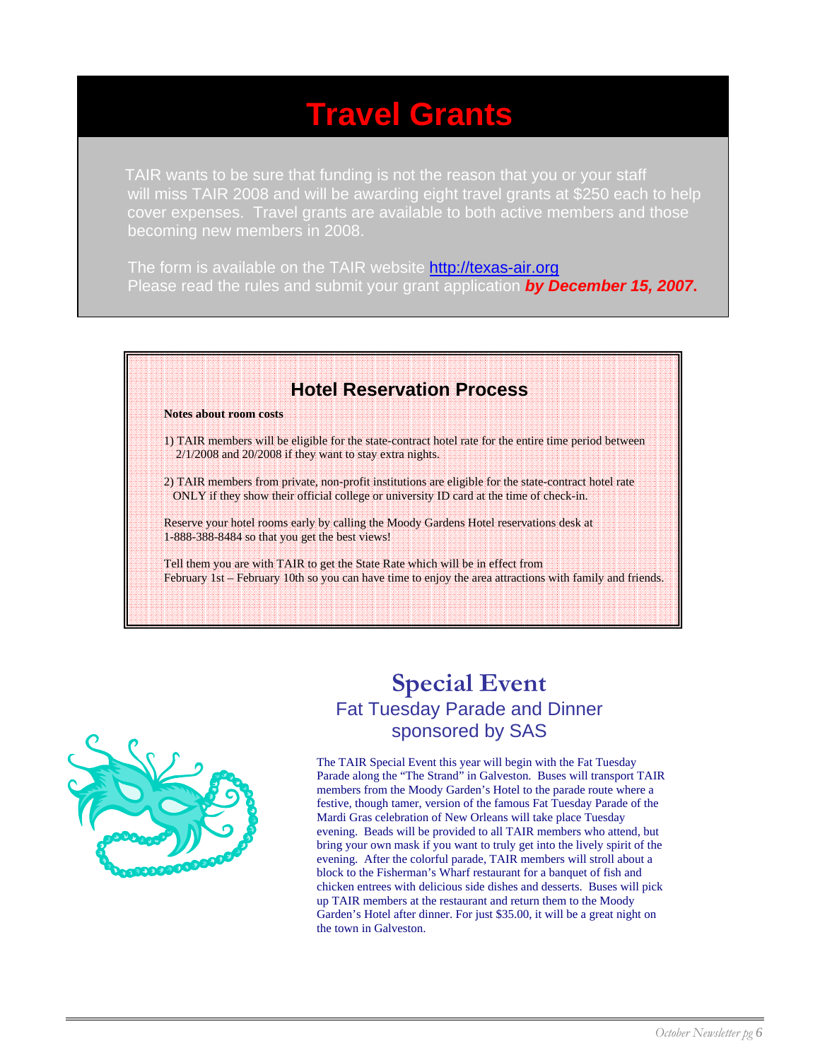# Travel Grants

TAIR wants to be sure that funding is not the reason that you or your staff will miss TAIR 2008 and will be awarding eight travel grants at $250 each to help cover expenses. Travel grants are available to both active members and those becoming new members in 2008.

The form is available on the TAIR website [http://texas-air.org](http://texas-air.org)
Please read the rules and submit your grant application ***by December 15, 2007*****.**

## Hotel Reservation Process

**Notes about room costs**

1) TAIR members will be eligible for the state-contract hotel rate for the entire time period between 2/1/2008 and 20/2008 if they want to stay extra nights.

2) TAIR members from private, non-profit institutions are eligible for the state-contract hotel rate ONLY if they show their official college or university ID card at the time of check-in.

Reserve your hotel rooms early by calling the Moody Gardens Hotel reservations desk at 1-888-388-8484 so that you get the best views!

Tell them you are with TAIR to get the State Rate which will be in effect from February 1st – February 10th so you can have time to enjoy the area attractions with family and friends.

## Special Event

### Fat Tuesday Parade and Dinner sponsored by SAS

The TAIR Special Event this year will begin with the Fat Tuesday Parade along the "The Strand" in Galveston. Buses will transport TAIR members from the Moody Garden's Hotel to the parade route where a festive, though tamer, version of the famous Fat Tuesday Parade of the Mardi Gras celebration of New Orleans will take place Tuesday evening. Beads will be provided to all TAIR members who attend, but bring your own mask if you want to truly get into the lively spirit of the evening. After the colorful parade, TAIR members will stroll about a block to the Fisherman's Wharf restaurant for a banquet of fish and chicken entrees with delicious side dishes and desserts. Buses will pick up TAIR members at the restaurant and return them to the Moody Garden's Hotel after dinner. For just $35.00, it will be a great night on the town in Galveston.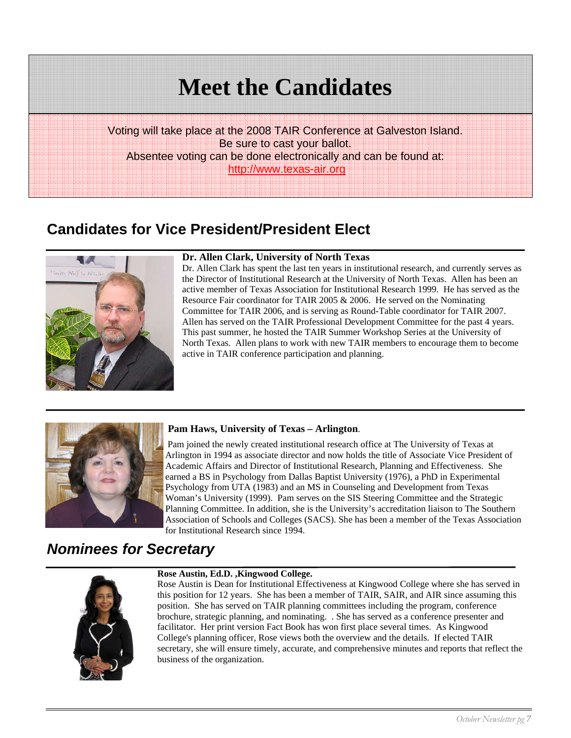# Meet the Candidates

Voting will take place at the 2008 TAIR Conference at Galveston Island.
Be sure to cast your ballot.
Absentee voting can be done electronically and can be found at:
http://www.texas-air.org

## Candidates for Vice President/President Elect

**Dr. Allen Clark, University of North Texas**

Dr. Allen Clark has spent the last ten years in institutional research, and currently serves as the Director of Institutional Research at the University of North Texas. Allen has been an active member of Texas Association for Institutional Research 1999. He has served as the Resource Fair coordinator for TAIR 2005 & 2006. He served on the Nominating Committee for TAIR 2006, and is serving as Round-Table coordinator for TAIR 2007. Allen has served on the TAIR Professional Development Committee for the past 4 years. This past summer, he hosted the TAIR Summer Workshop Series at the University of North Texas. Allen plans to work with new TAIR members to encourage them to become active in TAIR conference participation and planning.

**Pam Haws, University of Texas – Arlington**.

Pam joined the newly created institutional research office at The University of Texas at Arlington in 1994 as associate director and now holds the title of Associate Vice President of Academic Affairs and Director of Institutional Research, Planning and Effectiveness. She earned a BS in Psychology from Dallas Baptist University (1976), a PhD in Experimental Psychology from UTA (1983) and an MS in Counseling and Development from Texas Woman's University (1999). Pam serves on the SIS Steering Committee and the Strategic Planning Committee. In addition, she is the University's accreditation liaison to The Southern Association of Schools and Colleges (SACS). She has been a member of the Texas Association for Institutional Research since 1994.

## *Nominees for Secretary*

**Rose Austin, Ed.D. ,Kingwood College.**

Rose Austin is Dean for Institutional Effectiveness at Kingwood College where she has served in this position for 12 years. She has been a member of TAIR, SAIR, and AIR since assuming this position. She has served on TAIR planning committees including the program, conference brochure, strategic planning, and nominating. . She has served as a conference presenter and facilitator. Her print version Fact Book has won first place several times. As Kingwood College's planning officer, Rose views both the overview and the details. If elected TAIR secretary, she will ensure timely, accurate, and comprehensive minutes and reports that reflect the business of the organization.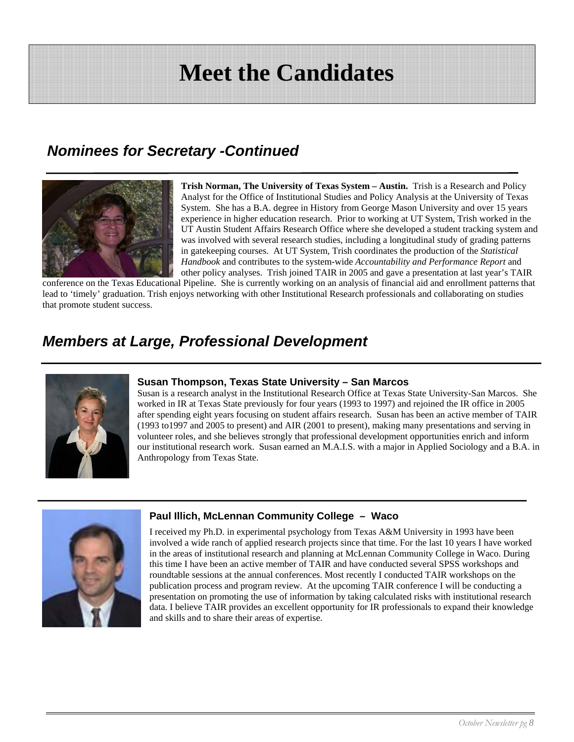# Meet the Candidates

## *Nominees for Secretary -Continued*

**Trish Norman, The University of Texas System – Austin.** Trish is a Research and Policy Analyst for the Office of Institutional Studies and Policy Analysis at the University of Texas System. She has a B.A. degree in History from George Mason University and over 15 years experience in higher education research. Prior to working at UT System, Trish worked in the UT Austin Student Affairs Research Office where she developed a student tracking system and was involved with several research studies, including a longitudinal study of grading patterns in gatekeeping courses. At UT System, Trish coordinates the production of the *Statistical Handbook* and contributes to the system-wide *Accountability and Performance Report* and other policy analyses. Trish joined TAIR in 2005 and gave a presentation at last year's TAIR conference on the Texas Educational Pipeline. She is currently working on an analysis of financial aid and enrollment patterns that lead to 'timely' graduation. Trish enjoys networking with other Institutional Research professionals and collaborating on studies that promote student success.

## *Members at Large, Professional Development*

### Susan Thompson, Texas State University – San Marcos

Susan is a research analyst in the Institutional Research Office at Texas State University-San Marcos. She worked in IR at Texas State previously for four years (1993 to 1997) and rejoined the IR office in 2005 after spending eight years focusing on student affairs research. Susan has been an active member of TAIR (1993 to1997 and 2005 to present) and AIR (2001 to present), making many presentations and serving in volunteer roles, and she believes strongly that professional development opportunities enrich and inform our institutional research work. Susan earned an M.A.I.S. with a major in Applied Sociology and a B.A. in Anthropology from Texas State.

### Paul Illich, McLennan Community College – Waco

I received my Ph.D. in experimental psychology from Texas A&M University in 1993 have been involved a wide ranch of applied research projects since that time. For the last 10 years I have worked in the areas of institutional research and planning at McLennan Community College in Waco. During this time I have been an active member of TAIR and have conducted several SPSS workshops and roundtable sessions at the annual conferences. Most recently I conducted TAIR workshops on the publication process and program review. At the upcoming TAIR conference I will be conducting a presentation on promoting the use of information by taking calculated risks with institutional research data. I believe TAIR provides an excellent opportunity for IR professionals to expand their knowledge and skills and to share their areas of expertise.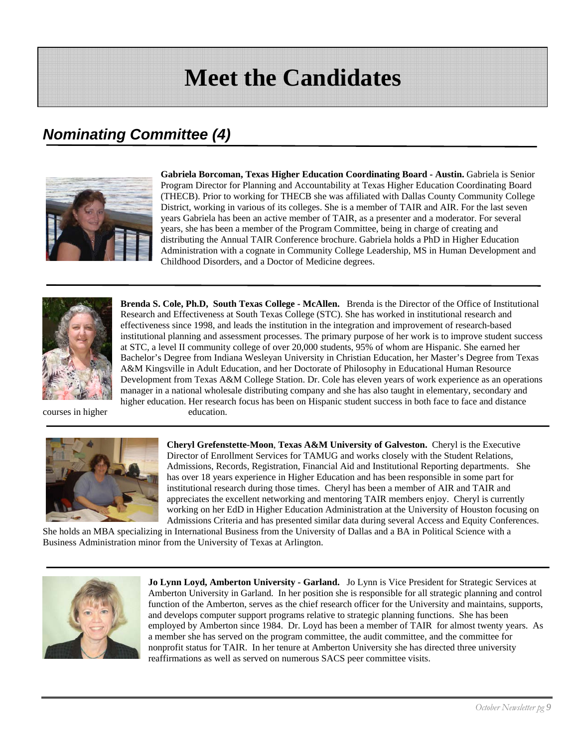# Meet the Candidates

## *Nominating Committee (4)*

**Gabriela Borcoman, Texas Higher Education Coordinating Board - Austin.** Gabriela is Senior Program Director for Planning and Accountability at Texas Higher Education Coordinating Board (THECB). Prior to working for THECB she was affiliated with Dallas County Community College District, working in various of its colleges. She is a member of TAIR and AIR. For the last seven years Gabriela has been an active member of TAIR, as a presenter and a moderator. For several years, she has been a member of the Program Committee, being in charge of creating and distributing the Annual TAIR Conference brochure. Gabriela holds a PhD in Higher Education Administration with a cognate in Community College Leadership, MS in Human Development and Childhood Disorders, and a Doctor of Medicine degrees.

---

**Brenda S. Cole, Ph.D, South Texas College - McAllen.** Brenda is the Director of the Office of Institutional Research and Effectiveness at South Texas College (STC). She has worked in institutional research and effectiveness since 1998, and leads the institution in the integration and improvement of research-based institutional planning and assessment processes. The primary purpose of her work is to improve student success at STC, a level II community college of over 20,000 students, 95% of whom are Hispanic. She earned her Bachelor's Degree from Indiana Wesleyan University in Christian Education, her Master's Degree from Texas A&M Kingsville in Adult Education, and her Doctorate of Philosophy in Educational Human Resource Development from Texas A&M College Station. Dr. Cole has eleven years of work experience as an operations manager in a national wholesale distributing company and she has also taught in elementary, secondary and higher education. Her research focus has been on Hispanic student success in both face to face and distance courses in higher education.

---

**Cheryl Grefenstette-Moon**, **Texas A&M University of Galveston.** Cheryl is the Executive Director of Enrollment Services for TAMUG and works closely with the Student Relations, Admissions, Records, Registration, Financial Aid and Institutional Reporting departments. She has over 18 years experience in Higher Education and has been responsible in some part for institutional research during those times. Cheryl has been a member of AIR and TAIR and appreciates the excellent networking and mentoring TAIR members enjoy. Cheryl is currently working on her EdD in Higher Education Administration at the University of Houston focusing on Admissions Criteria and has presented similar data during several Access and Equity Conferences. She holds an MBA specializing in International Business from the University of Dallas and a BA in Political Science with a Business Administration minor from the University of Texas at Arlington.

---

**Jo Lynn Loyd, Amberton University - Garland.** Jo Lynn is Vice President for Strategic Services at Amberton University in Garland. In her position she is responsible for all strategic planning and control function of the Amberton, serves as the chief research officer for the University and maintains, supports, and develops computer support programs relative to strategic planning functions. She has been employed by Amberton since 1984. Dr. Loyd has been a member of TAIR for almost twenty years. As a member she has served on the program committee, the audit committee, and the committee for nonprofit status for TAIR. In her tenure at Amberton University she has directed three university reaffirmations as well as served on numerous SACS peer committee visits.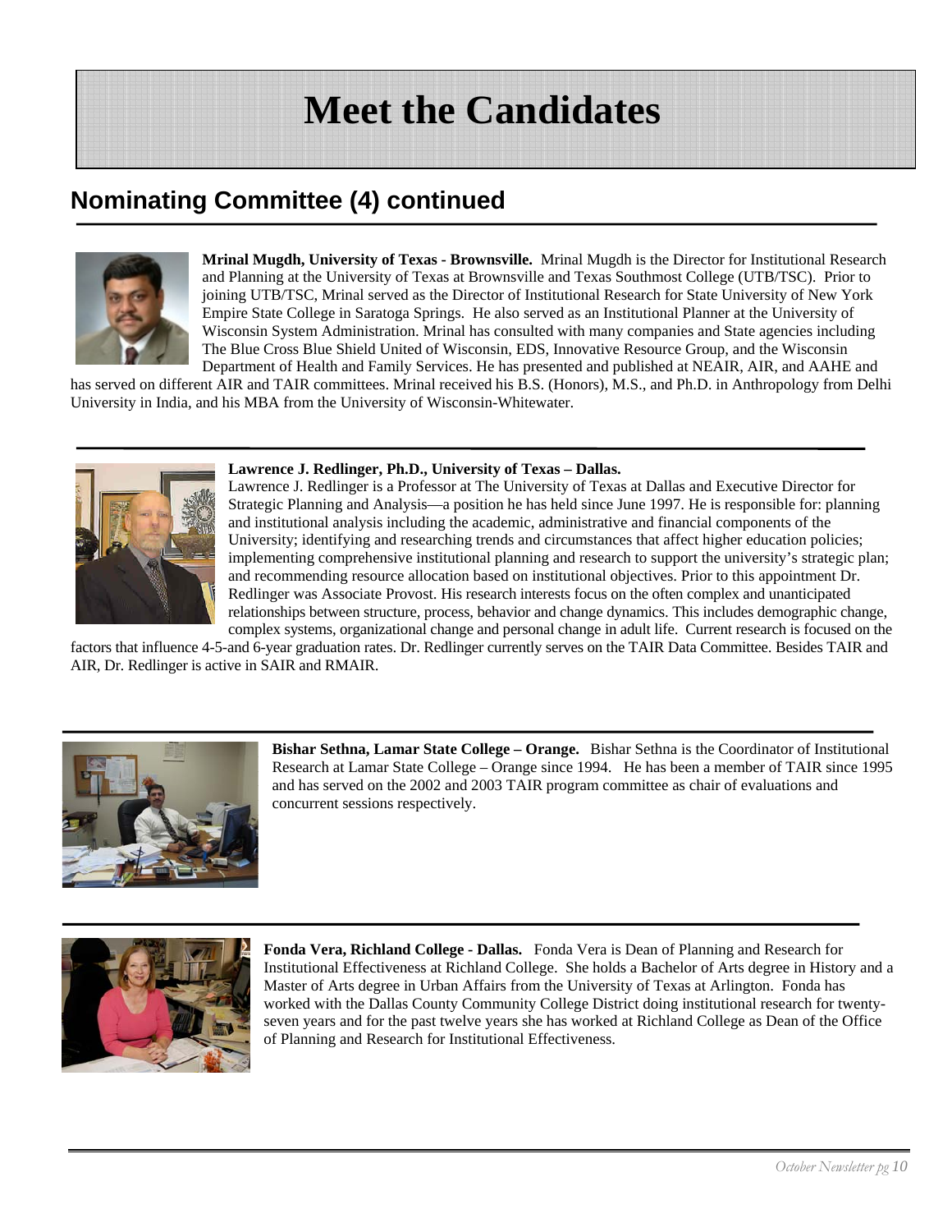# Meet the Candidates

## Nominating Committee (4) continued

**Mrinal Mugdh, University of Texas - Brownsville.** Mrinal Mugdh is the Director for Institutional Research and Planning at the University of Texas at Brownsville and Texas Southmost College (UTB/TSC). Prior to joining UTB/TSC, Mrinal served as the Director of Institutional Research for State University of New York Empire State College in Saratoga Springs. He also served as an Institutional Planner at the University of Wisconsin System Administration. Mrinal has consulted with many companies and State agencies including The Blue Cross Blue Shield United of Wisconsin, EDS, Innovative Resource Group, and the Wisconsin Department of Health and Family Services. He has presented and published at NEAIR, AIR, and AAHE and has served on different AIR and TAIR committees. Mrinal received his B.S. (Honors), M.S., and Ph.D. in Anthropology from Delhi University in India, and his MBA from the University of Wisconsin-Whitewater.

---

**Lawrence J. Redlinger, Ph.D., University of Texas – Dallas.**
Lawrence J. Redlinger is a Professor at The University of Texas at Dallas and Executive Director for Strategic Planning and Analysis—a position he has held since June 1997. He is responsible for: planning and institutional analysis including the academic, administrative and financial components of the University; identifying and researching trends and circumstances that affect higher education policies; implementing comprehensive institutional planning and research to support the university's strategic plan; and recommending resource allocation based on institutional objectives. Prior to this appointment Dr. Redlinger was Associate Provost. His research interests focus on the often complex and unanticipated relationships between structure, process, behavior and change dynamics. This includes demographic change, complex systems, organizational change and personal change in adult life. Current research is focused on the factors that influence 4-5-and 6-year graduation rates. Dr. Redlinger currently serves on the TAIR Data Committee. Besides TAIR and AIR, Dr. Redlinger is active in SAIR and RMAIR.

---

**Bishar Sethna, Lamar State College – Orange.** Bishar Sethna is the Coordinator of Institutional Research at Lamar State College – Orange since 1994. He has been a member of TAIR since 1995 and has served on the 2002 and 2003 TAIR program committee as chair of evaluations and concurrent sessions respectively.

---

**Fonda Vera, Richland College - Dallas.** Fonda Vera is Dean of Planning and Research for Institutional Effectiveness at Richland College. She holds a Bachelor of Arts degree in History and a Master of Arts degree in Urban Affairs from the University of Texas at Arlington. Fonda has worked with the Dallas County Community College District doing institutional research for twenty-seven years and for the past twelve years she has worked at Richland College as Dean of the Office of Planning and Research for Institutional Effectiveness.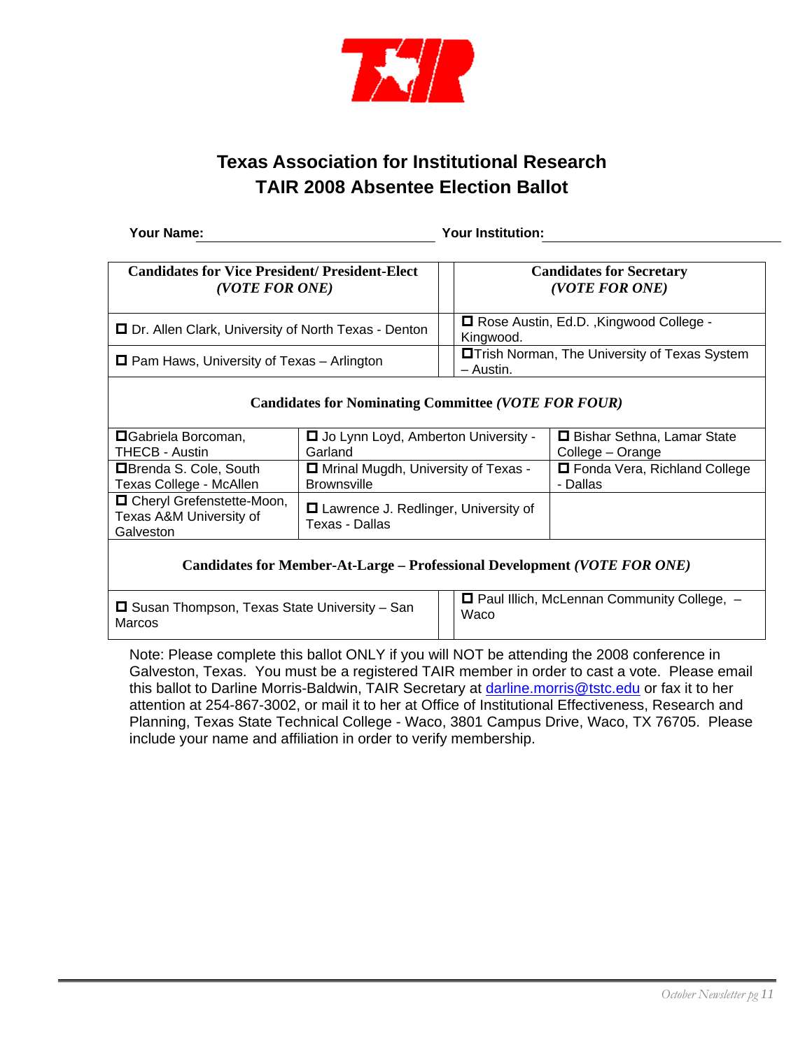# Texas Association for Institutional Research
# TAIR 2008 Absentee Election Ballot

**Your Name:** ______________________ **Your Institution:** ______________________

| Candidates for Vice President/ President-Elect *(VOTE FOR ONE)* | Candidates for Secretary *(VOTE FOR ONE)* |
|---|---|
| ☐ Dr. Allen Clark, University of North Texas - Denton | ☐ Rose Austin, Ed.D. ,Kingwood College - Kingwood. |
| ☐ Pam Haws, University of Texas – Arlington | ☐Trish Norman, The University of Texas System – Austin. |

**Candidates for Nominating Committee** ***(VOTE FOR FOUR)***

| | | |
|---|---|---|
| ☐Gabriela Borcoman, THECB - Austin | ☐ Jo Lynn Loyd, Amberton University - Garland | ☐ Bishar Sethna, Lamar State College – Orange |
| ☐Brenda S. Cole, South Texas College - McAllen | ☐ Mrinal Mugdh, University of Texas - Brownsville | ☐ Fonda Vera, Richland College - Dallas |
| ☐ Cheryl Grefenstette-Moon, Texas A&M University of Galveston | ☐ Lawrence J. Redlinger, University of Texas - Dallas | |

**Candidates for Member-At-Large – Professional Development** ***(VOTE FOR ONE)***

| | |
|---|---|
| ☐ Susan Thompson, Texas State University – San Marcos | ☐ Paul Illich, McLennan Community College, – Waco |

Note: Please complete this ballot ONLY if you will NOT be attending the 2008 conference in Galveston, Texas. You must be a registered TAIR member in order to cast a vote. Please email this ballot to Darline Morris-Baldwin, TAIR Secretary at darline.morris@tstc.edu or fax it to her attention at 254-867-3002, or mail it to her at Office of Institutional Effectiveness, Research and Planning, Texas State Technical College - Waco, 3801 Campus Drive, Waco, TX 76705. Please include your name and affiliation in order to verify membership.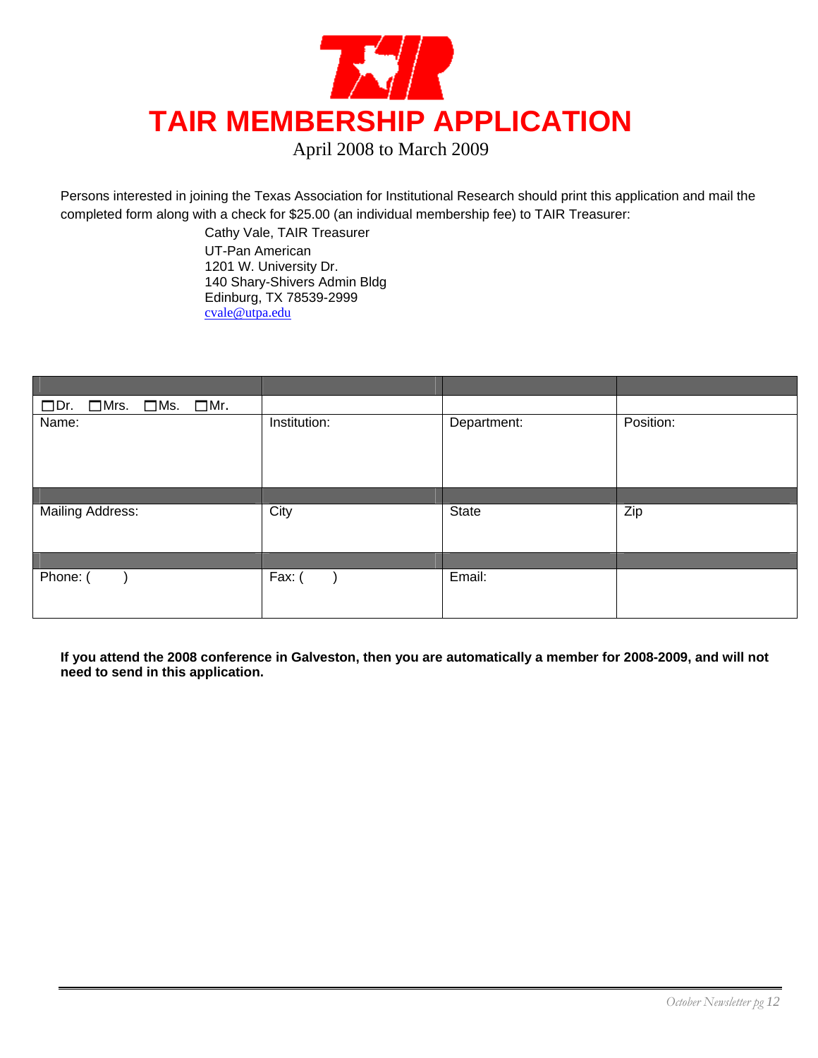# TAIR MEMBERSHIP APPLICATION

April 2008 to March 2009

Persons interested in joining the Texas Association for Institutional Research should print this application and mail the completed form along with a check for $25.00 (an individual membership fee) to TAIR Treasurer:

Cathy Vale, TAIR Treasurer
UT-Pan American
1201 W. University Dr.
140 Shary-Shivers Admin Bldg
Edinburg, TX 78539-2999
cvale@utpa.edu

| | | | |
|---|---|---|---|
| ☐Dr. ☐Mrs. ☐Ms. ☐Mr. | | | |
| Name: | Institution: | Department: | Position: |
| Mailing Address: | City | State | Zip |
| Phone: ( ) | Fax: ( ) | Email: | |

**If you attend the 2008 conference in Galveston, then you are automatically a member for 2008-2009, and will not need to send in this application.**